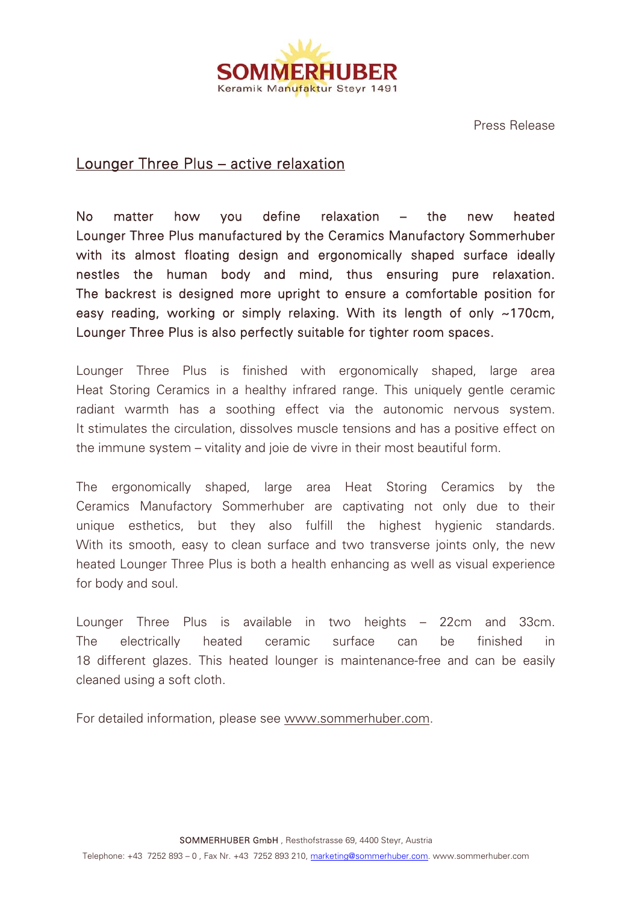SOMMERHUBER
Keramik Manufaktur Steyr 1491

Press Release

# Lounger Three Plus – active relaxation

**No matter how you define relaxation – the new heated Lounger Three Plus manufactured by the Ceramics Manufactory Sommerhuber with its almost floating design and ergonomically shaped surface ideally nestles the human body and mind, thus ensuring pure relaxation. The backrest is designed more upright to ensure a comfortable position for easy reading, working or simply relaxing. With its length of only ~170cm, Lounger Three Plus is also perfectly suitable for tighter room spaces.**

Lounger Three Plus is finished with ergonomically shaped, large area Heat Storing Ceramics in a healthy infrared range. This uniquely gentle ceramic radiant warmth has a soothing effect via the autonomic nervous system. It stimulates the circulation, dissolves muscle tensions and has a positive effect on the immune system – vitality and joie de vivre in their most beautiful form.

The ergonomically shaped, large area Heat Storing Ceramics by the Ceramics Manufactory Sommerhuber are captivating not only due to their unique esthetics, but they also fulfill the highest hygienic standards. With its smooth, easy to clean surface and two transverse joints only, the new heated Lounger Three Plus is both a health enhancing as well as visual experience for body and soul.

Lounger Three Plus is available in two heights – 22cm and 33cm. The electrically heated ceramic surface can be finished in 18 different glazes. This heated lounger is maintenance-free and can be easily cleaned using a soft cloth.

For detailed information, please see www.sommerhuber.com.

SOMMERHUBER GmbH , Resthofstrasse 69, 4400 Steyr, Austria
Telephone: +43 7252 893 – 0 , Fax Nr. +43 7252 893 210, marketing@sommerhuber.com. www.sommerhuber.com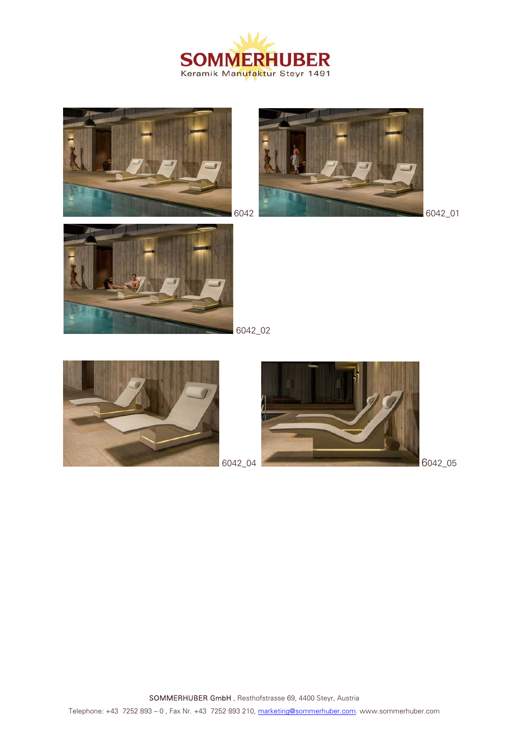SOMMERHUBER

Keramik Manufaktur Steyr 1491

6042

6042_01

6042_02

6042_04

6042_05

SOMMERHUBER GmbH , Resthofstrasse 69, 4400 Steyr, Austria

Telephone: +43 7252 893 – 0 , Fax Nr. +43 7252 893 210, marketing@sommerhuber.com. www.sommerhuber.com